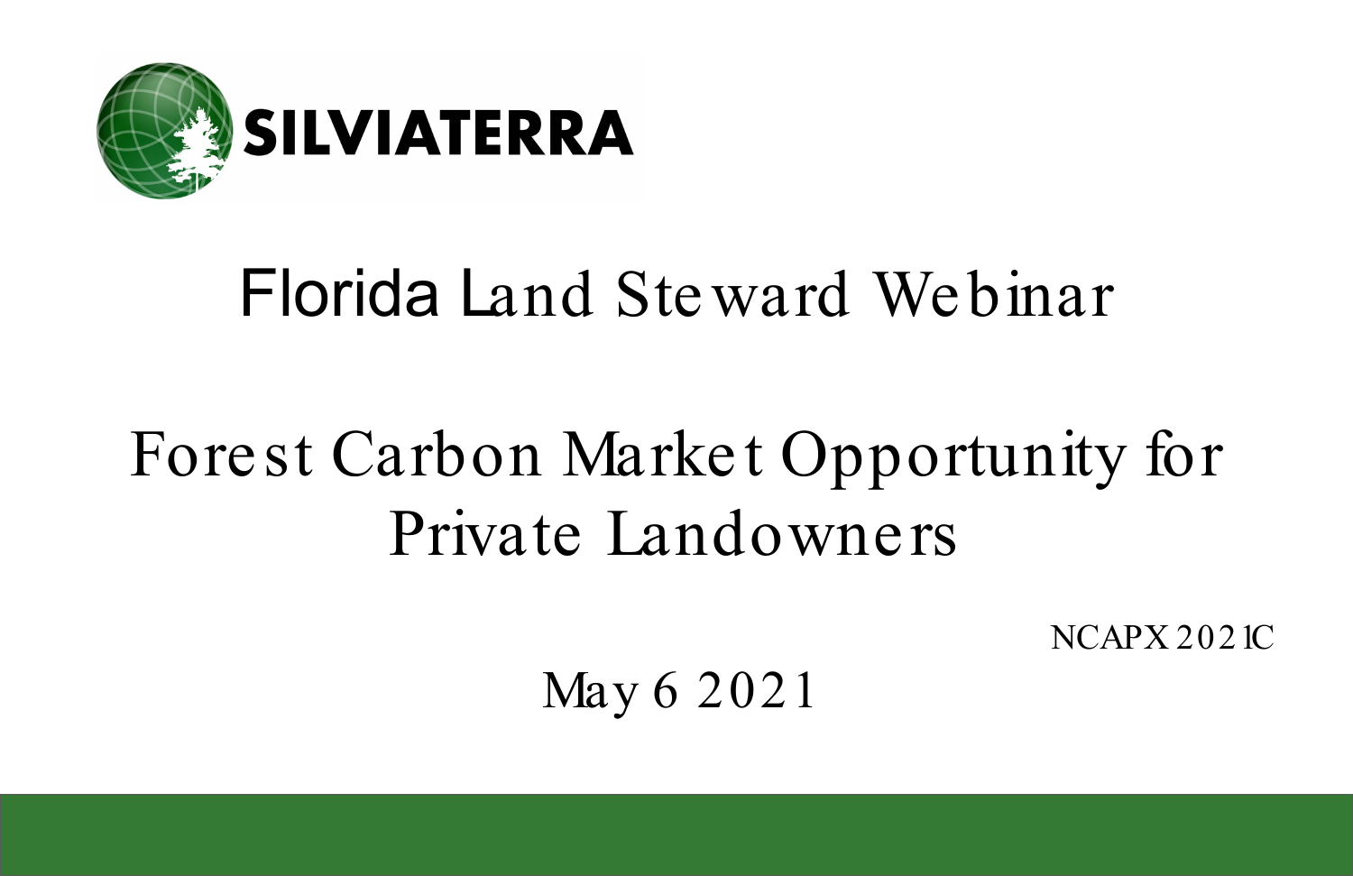SILVIATERRA

# Florida Land Steward Webinar

# Forest Carbon Market Opportunity for Private Landowners

NCAPX 2021C

May 6 2021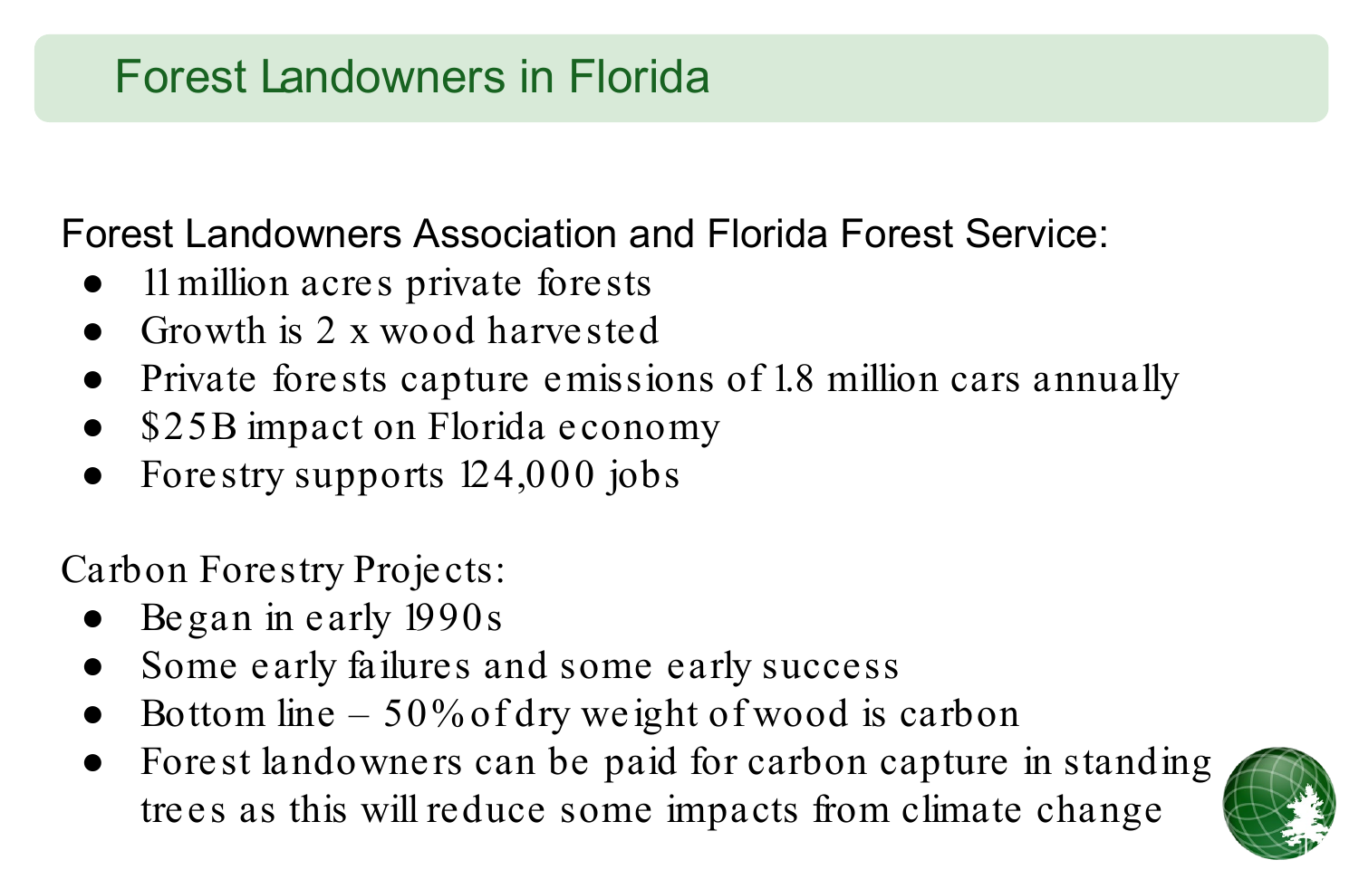# Forest Landowners in Florida

Forest Landowners Association and Florida Forest Service:

- 11 million acres private forests
- Growth is 2 x wood harvested
- Private forests capture emissions of 1.8 million cars annually
- $25B impact on Florida economy
- Forestry supports 124,000 jobs

Carbon Forestry Projects:

- Began in early 1990s
- Some early failures and some early success
- Bottom line – 50% of dry weight of wood is carbon
- Forest landowners can be paid for carbon capture in standing trees as this will reduce some impacts from climate change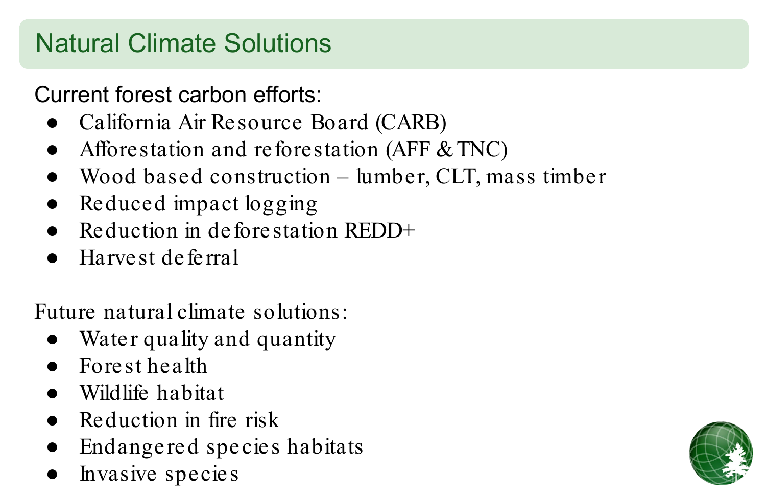# Natural Climate Solutions

Current forest carbon efforts:

- California Air Resource Board (CARB)
- Afforestation and reforestation (AFF & TNC)
- Wood based construction – lumber, CLT, mass timber
- Reduced impact logging
- Reduction in deforestation REDD+
- Harvest deferral

Future natural climate solutions:

- Water quality and quantity
- Forest health
- Wildlife habitat
- Reduction in fire risk
- Endangered species habitats
- Invasive species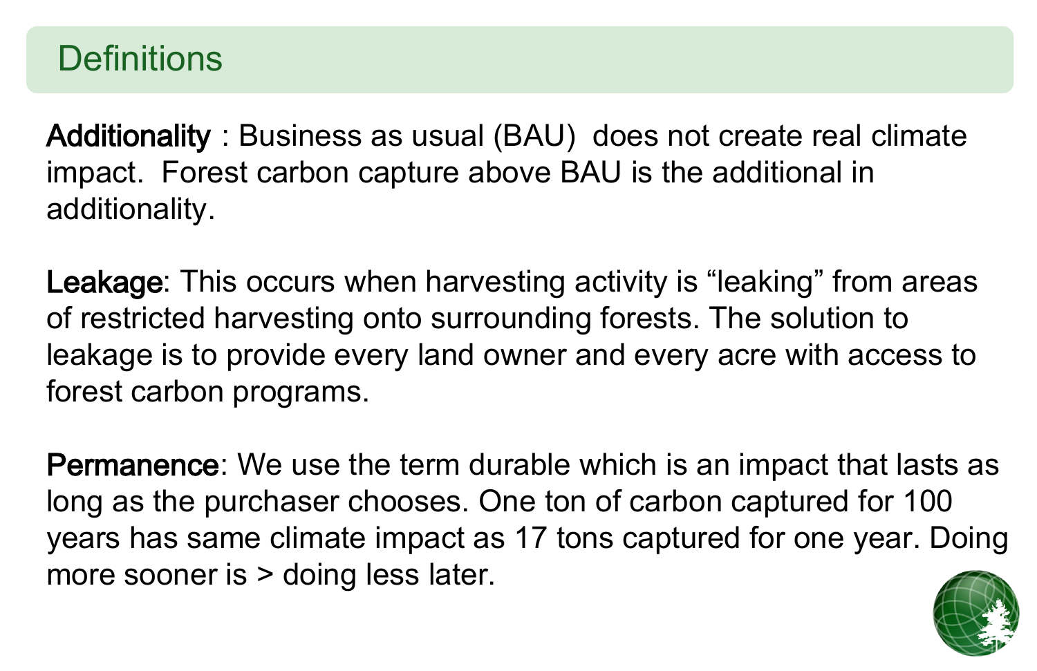# Definitions

**Additionality** : Business as usual (BAU) does not create real climate impact. Forest carbon capture above BAU is the additional in additionality.

**Leakage**: This occurs when harvesting activity is "leaking" from areas of restricted harvesting onto surrounding forests. The solution to leakage is to provide every land owner and every acre with access to forest carbon programs.

**Permanence**: We use the term durable which is an impact that lasts as long as the purchaser chooses. One ton of carbon captured for 100 years has same climate impact as 17 tons captured for one year. Doing more sooner is > doing less later.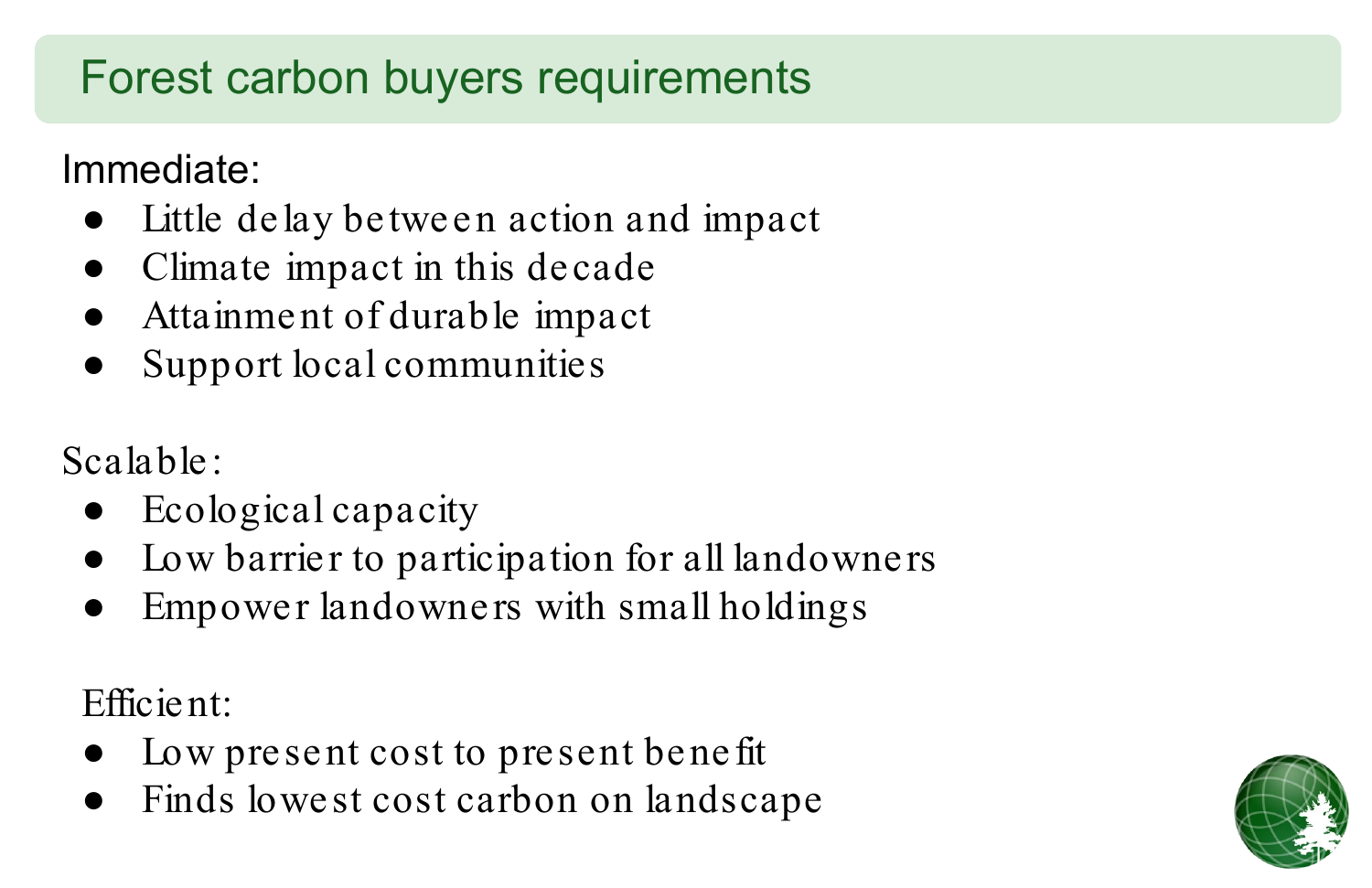# Forest carbon buyers requirements

Immediate:

- Little delay between action and impact
- Climate impact in this decade
- Attainment of durable impact
- Support local communities

Scalable:

- Ecological capacity
- Low barrier to participation for all landowners
- Empower landowners with small holdings

Efficient:

- Low present cost to present benefit
- Finds lowest cost carbon on landscape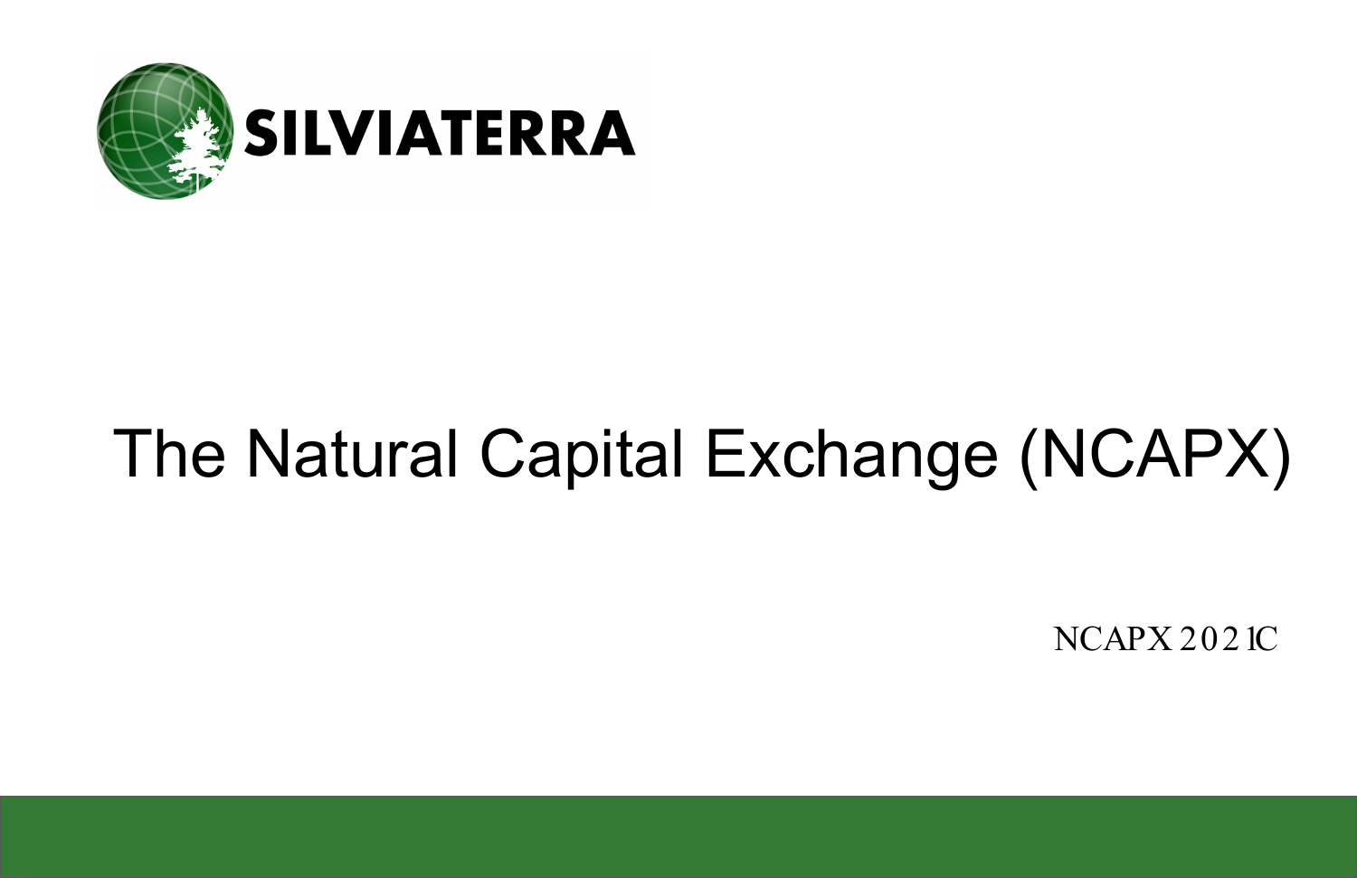SILVIATERRA

# The Natural Capital Exchange (NCAPX)

NCAPX 2021C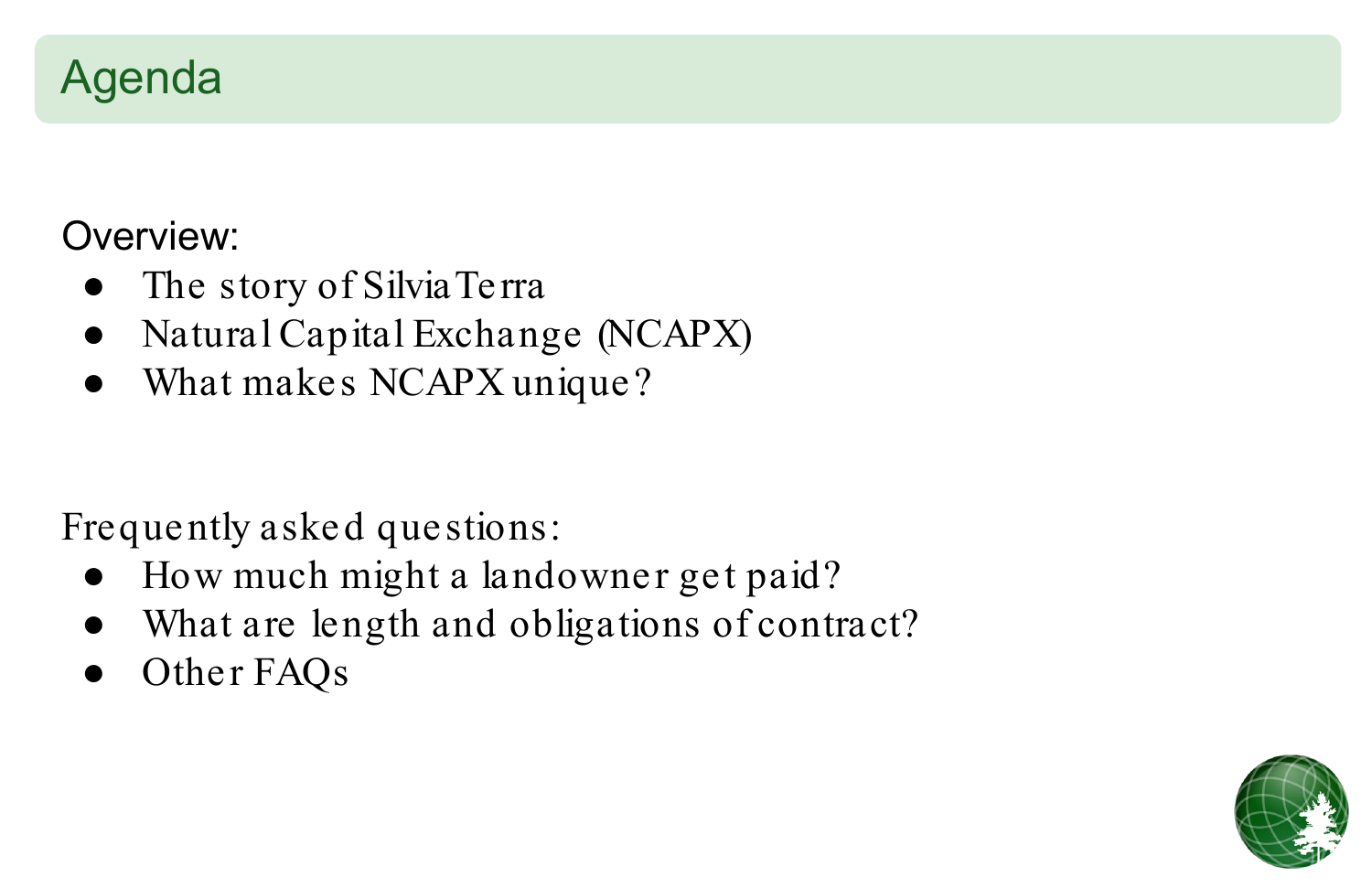# Agenda

Overview:

- The story of SilviaTerra
- Natural Capital Exchange (NCAPX)
- What makes NCAPX unique?

Frequently asked questions:

- How much might a landowner get paid?
- What are length and obligations of contract?
- Other FAQs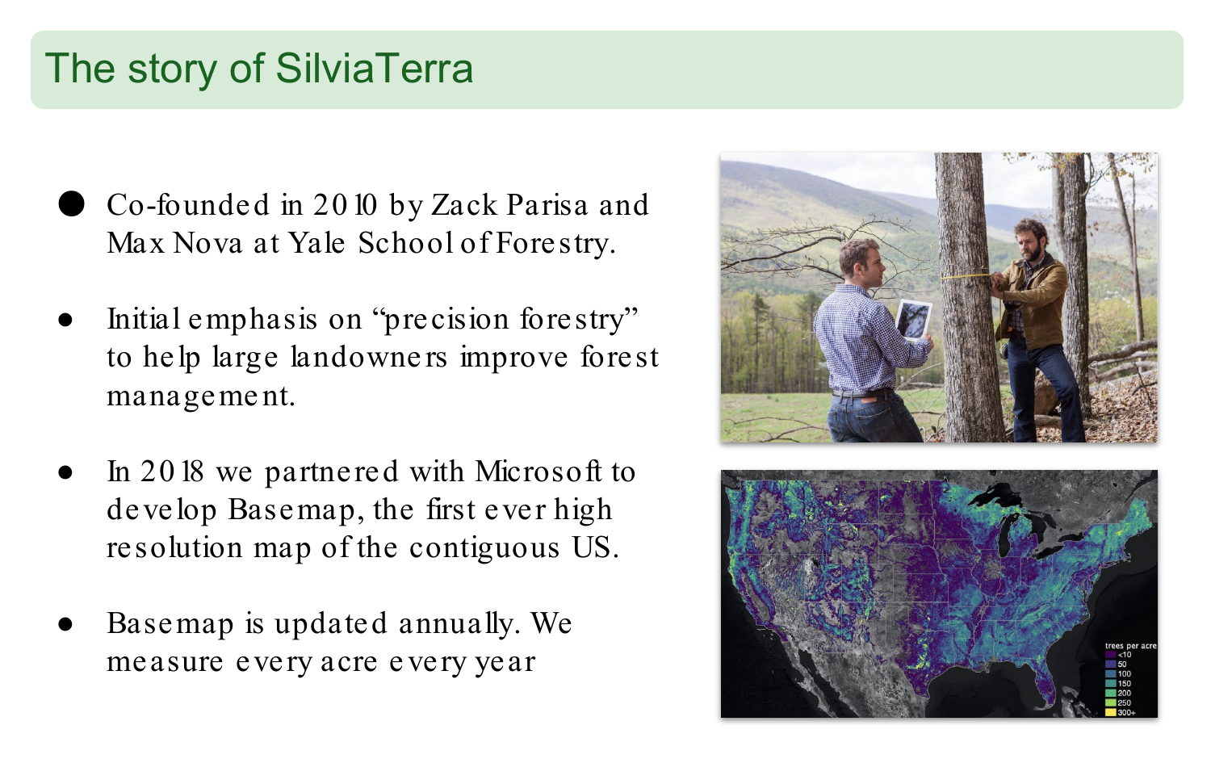# The story of SilviaTerra

- Co-founded in 2010 by Zack Parisa and Max Nova at Yale School of Forestry.
- Initial emphasis on "precision forestry" to help large landowners improve forest management.
- In 2018 we partnered with Microsoft to develop Basemap, the first ever high resolution map of the contiguous US.
- Basemap is updated annually. We measure every acre every year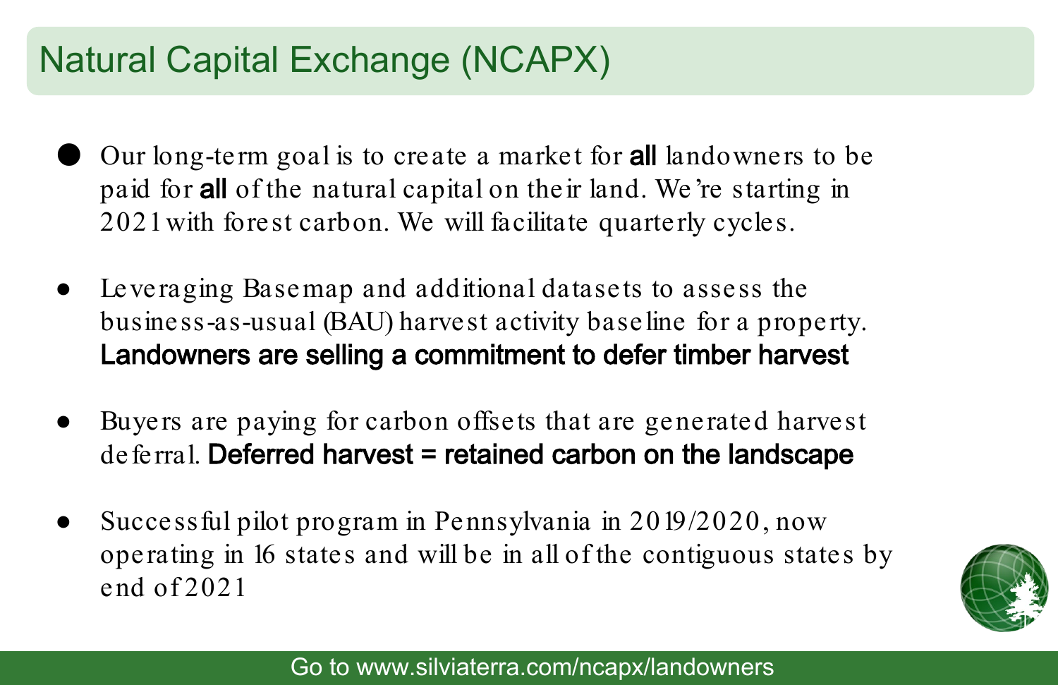# Natural Capital Exchange (NCAPX)

- Our long-term goal is to create a market for **all** landowners to be paid for **all** of the natural capital on their land. We're starting in 2021 with forest carbon. We will facilitate quarterly cycles.
- Leveraging Basemap and additional datasets to assess the business-as-usual (BAU) harvest activity baseline for a property. **Landowners are selling a commitment to defer timber harvest**
- Buyers are paying for carbon offsets that are generated harvest deferral. **Deferred harvest = retained carbon on the landscape**
- Successful pilot program in Pennsylvania in 2019/2020, now operating in 16 states and will be in all of the contiguous states by end of 2021

Go to www.silviaterra.com/ncapx/landowners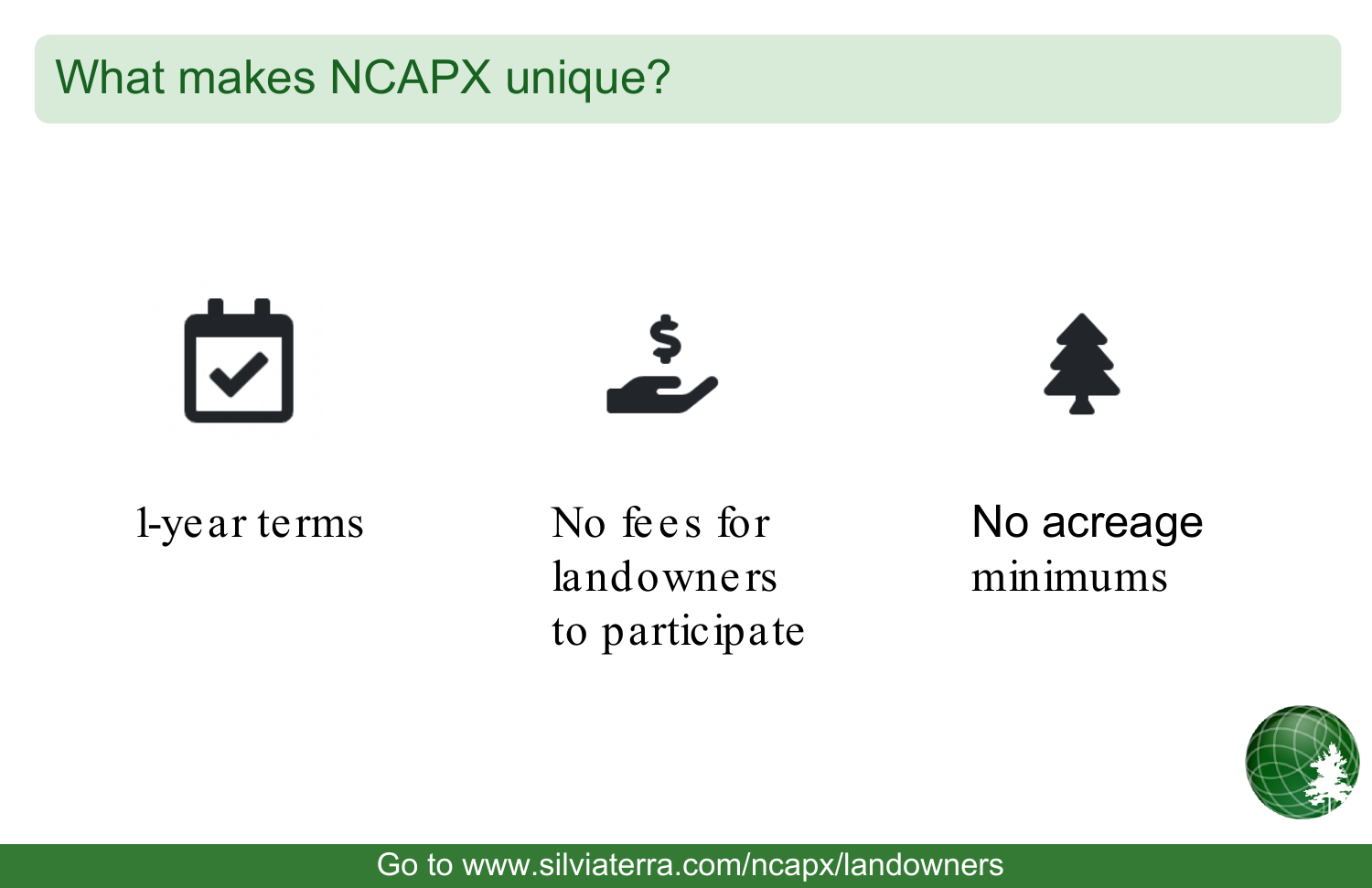# What makes NCAPX unique?

- 1-year terms
- No fees for landowners to participate
- No acreage minimums

Go to www.silviaterra.com/ncapx/landowners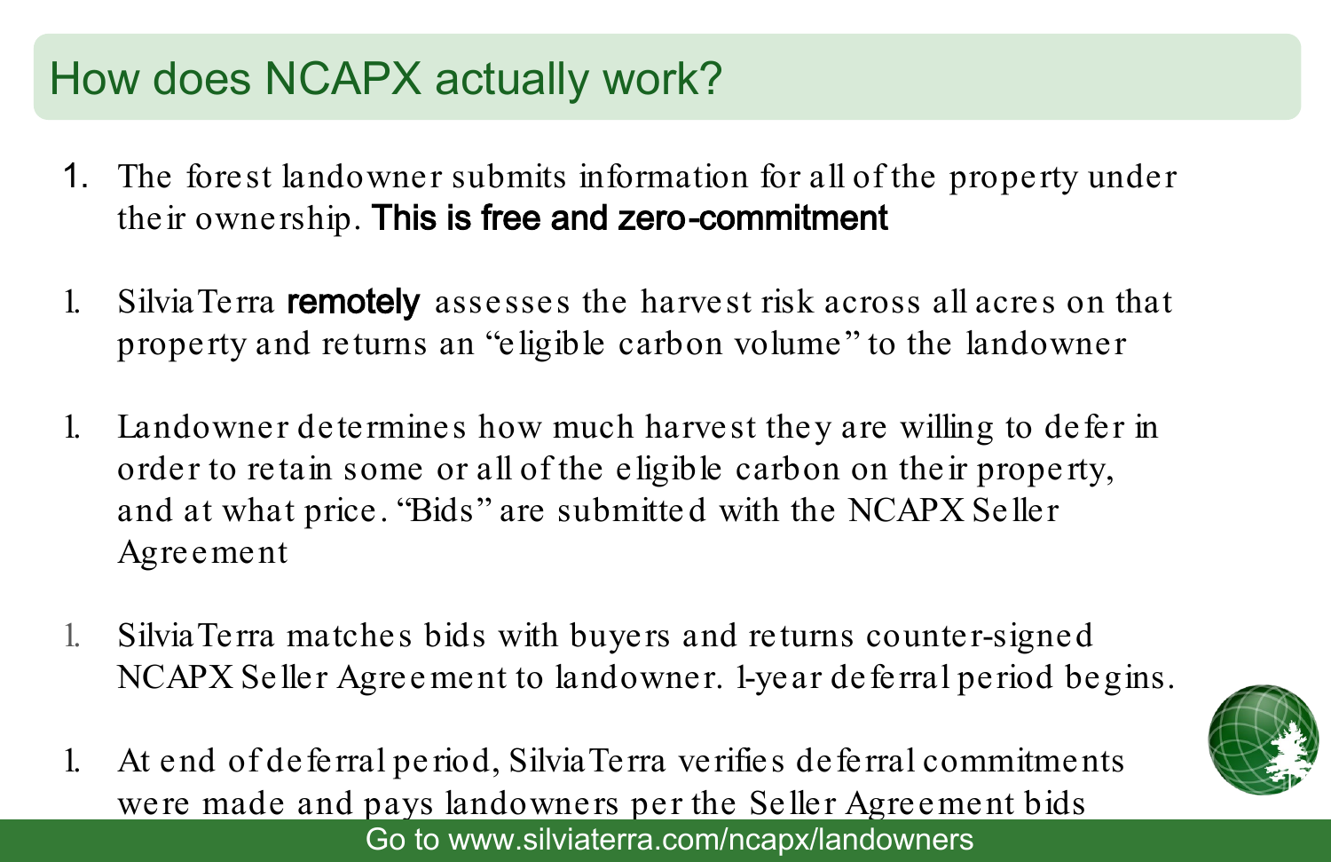# How does NCAPX actually work?

1. The forest landowner submits information for all of the property under their ownership. **This is free and zero-commitment**

1. SilviaTerra **remotely** assesses the harvest risk across all acres on that property and returns an "eligible carbon volume" to the landowner

1. Landowner determines how much harvest they are willing to defer in order to retain some or all of the eligible carbon on their property, and at what price. "Bids" are submitted with the NCAPX Seller Agreement

1. SilviaTerra matches bids with buyers and returns counter-signed NCAPX Seller Agreement to landowner. 1-year deferral period begins.

1. At end of deferral period, SilviaTerra verifies deferral commitments were made and pays landowners per the Seller Agreement bids

Go to www.silviaterra.com/ncapx/landowners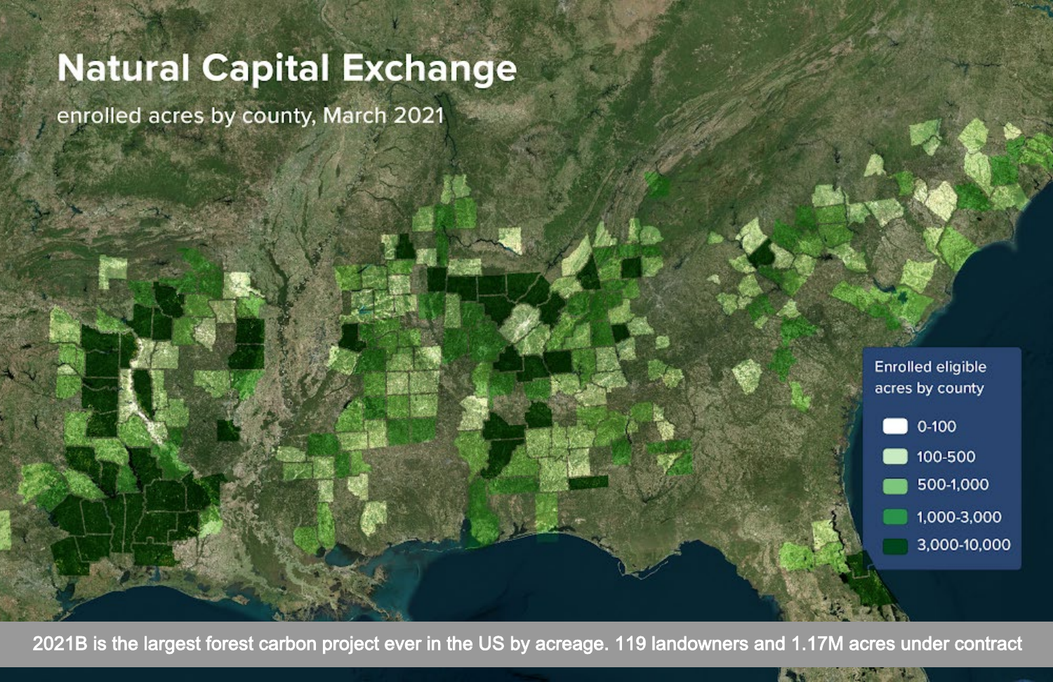# Natural Capital Exchange

enrolled acres by county, March 2021

**Enrolled eligible acres by county**

- 0-100
- 100-500
- 500-1,000
- 1,000-3,000
- 3,000-10,000

2021B is the largest forest carbon project ever in the US by acreage. 119 landowners and 1.17M acres under contract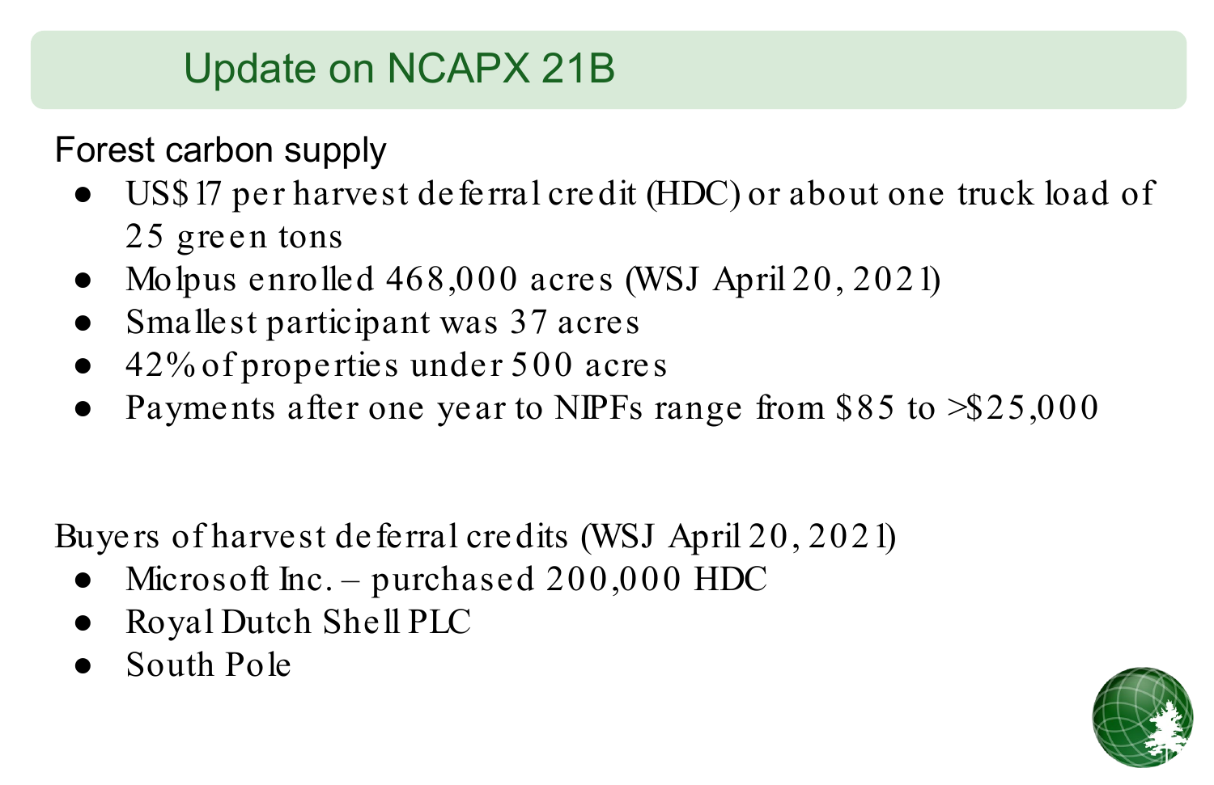# Update on NCAPX 21B

Forest carbon supply

- US$17 per harvest deferral credit (HDC) or about one truck load of 25 green tons
- Molpus enrolled 468,000 acres (WSJ April 20, 2021)
- Smallest participant was 37 acres
- 42% of properties under 500 acres
- Payments after one year to NIPFs range from $85 to >$25,000

Buyers of harvest deferral credits (WSJ April 20, 2021)

- Microsoft Inc. – purchased 200,000 HDC
- Royal Dutch Shell PLC
- South Pole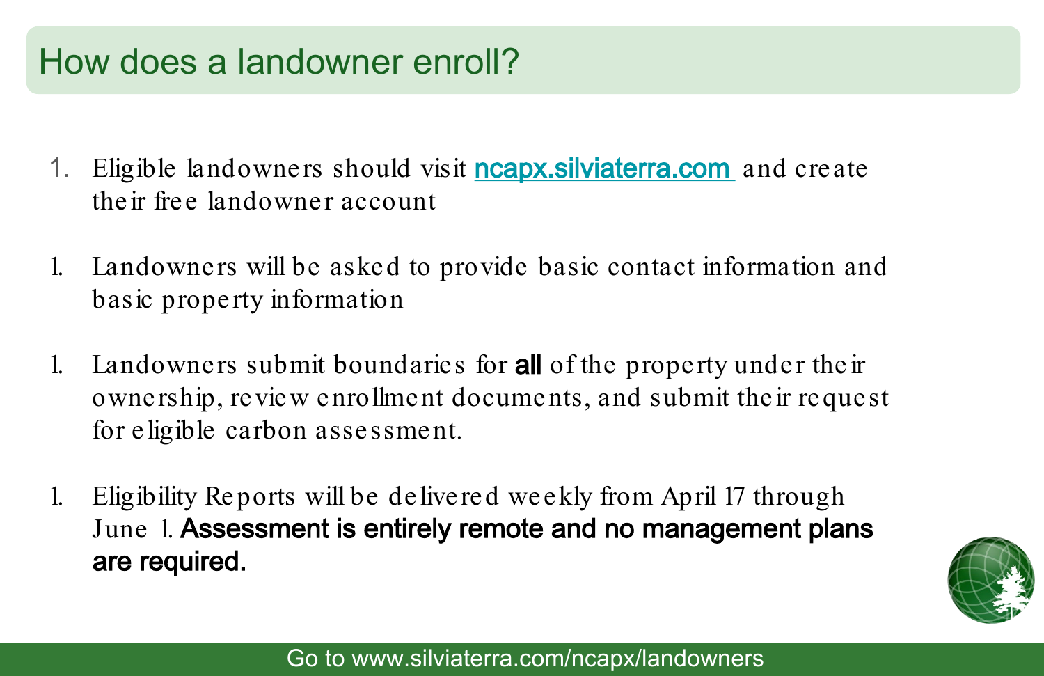# How does a landowner enroll?

1. Eligible landowners should visit [ncapx.silviaterra.com](ncapx.silviaterra.com) and create their free landowner account

1. Landowners will be asked to provide basic contact information and basic property information

1. Landowners submit boundaries for **all** of the property under their ownership, review enrollment documents, and submit their request for eligible carbon assessment.

1. Eligibility Reports will be delivered weekly from April 17 through June 1. **Assessment is entirely remote and no management plans are required.**

Go to www.silviaterra.com/ncapx/landowners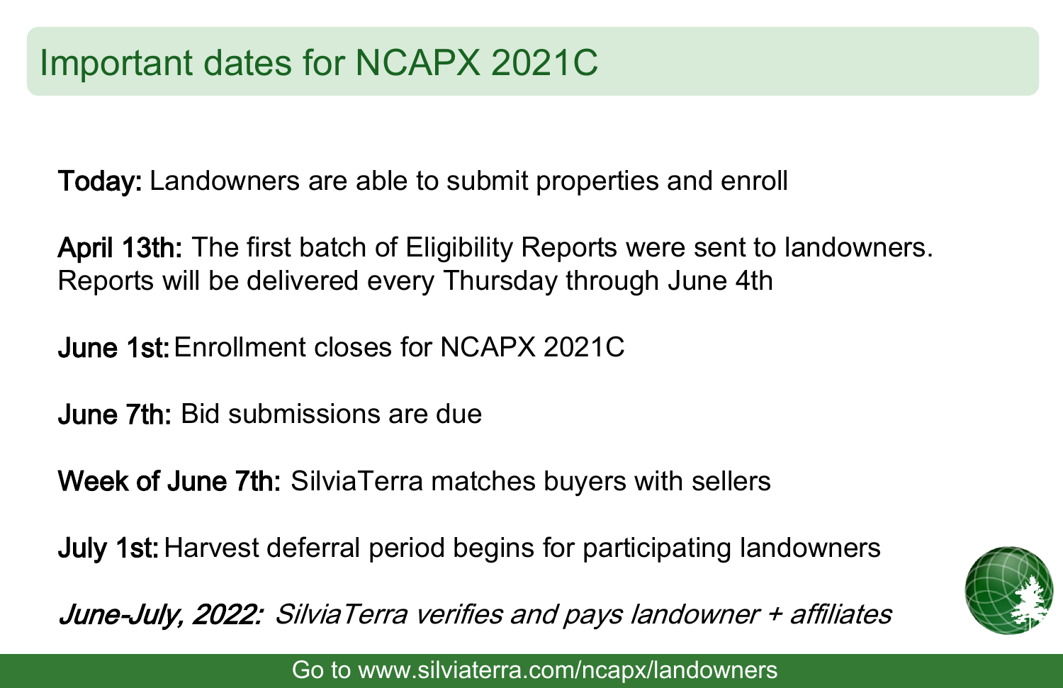# Important dates for NCAPX 2021C

**Today:** Landowners are able to submit properties and enroll

**April 13th:** The first batch of Eligibility Reports were sent to landowners. Reports will be delivered every Thursday through June 4th

**June 1st:** Enrollment closes for NCAPX 2021C

**June 7th:** Bid submissions are due

**Week of June 7th:** SilviaTerra matches buyers with sellers

**July 1st:** Harvest deferral period begins for participating landowners

***June-July, 2022:*** *SilviaTerra verifies and pays landowner + affiliates*

Go to www.silviaterra.com/ncapx/landowners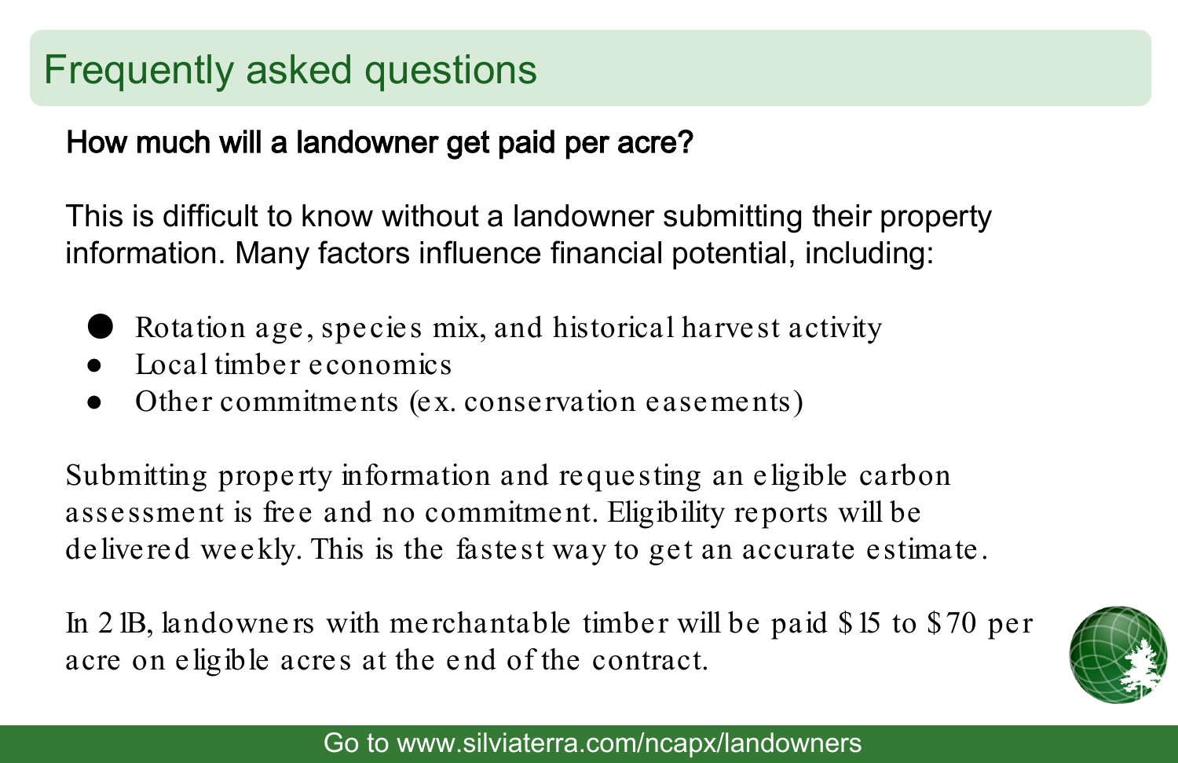## Frequently asked questions

**How much will a landowner get paid per acre?**

This is difficult to know without a landowner submitting their property information. Many factors influence financial potential, including:

- Rotation age, species mix, and historical harvest activity
- Local timber economics
- Other commitments (ex. conservation easements)

Submitting property information and requesting an eligible carbon assessment is free and no commitment. Eligibility reports will be delivered weekly. This is the fastest way to get an accurate estimate.

In 21B, landowners with merchantable timber will be paid $15 to $70 per acre on eligible acres at the end of the contract.

Go to www.silviaterra.com/ncapx/landowners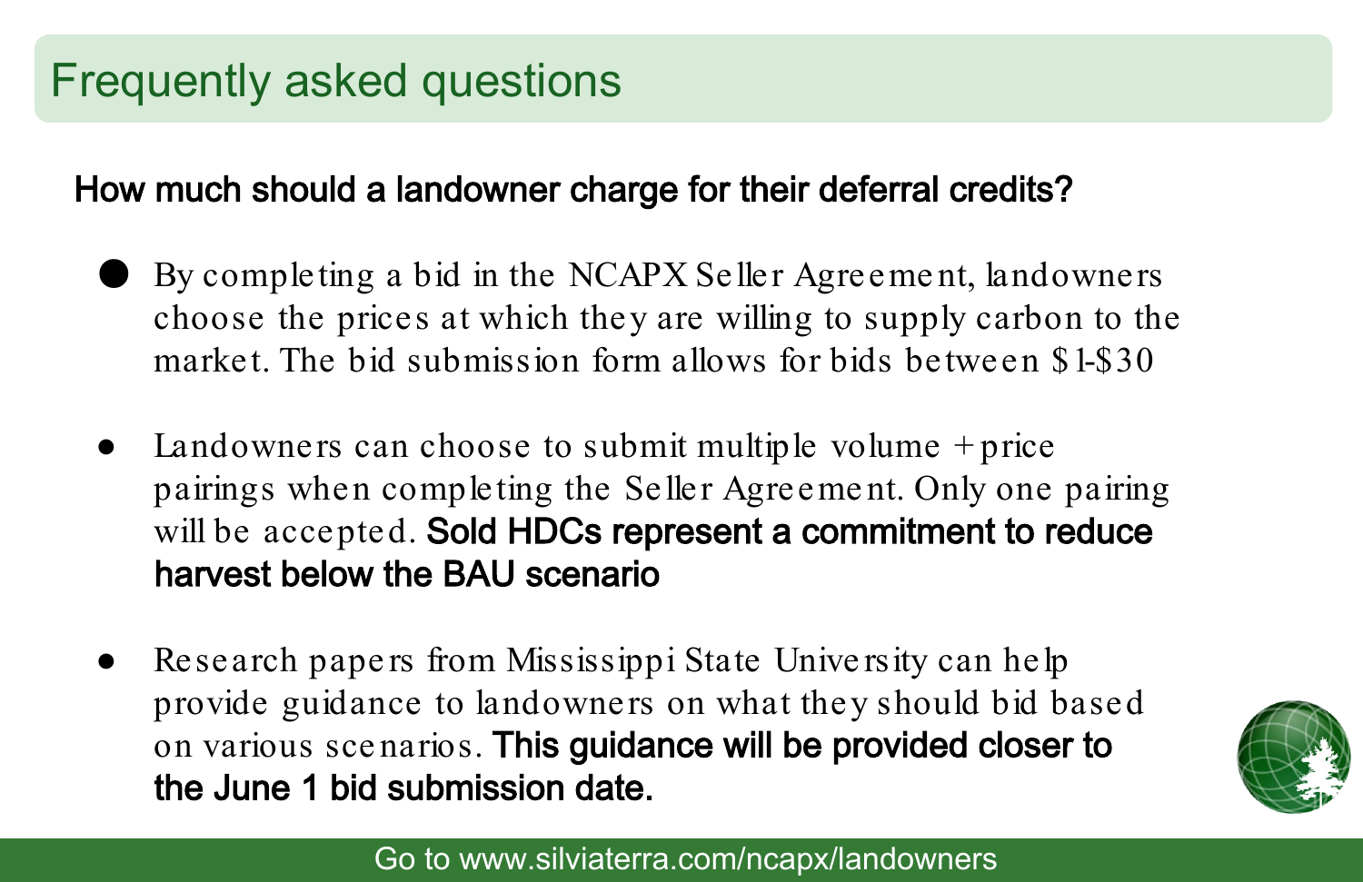# Frequently asked questions

## How much should a landowner charge for their deferral credits?

- By completing a bid in the NCAPX Seller Agreement, landowners choose the prices at which they are willing to supply carbon to the market. The bid submission form allows for bids between $1-$30
- Landowners can choose to submit multiple volume + price pairings when completing the Seller Agreement. Only one pairing will be accepted. **Sold HDCs represent a commitment to reduce harvest below the BAU scenario**
- Research papers from Mississippi State University can help provide guidance to landowners on what they should bid based on various scenarios. **This guidance will be provided closer to the June 1 bid submission date.**

Go to www.silviaterra.com/ncapx/landowners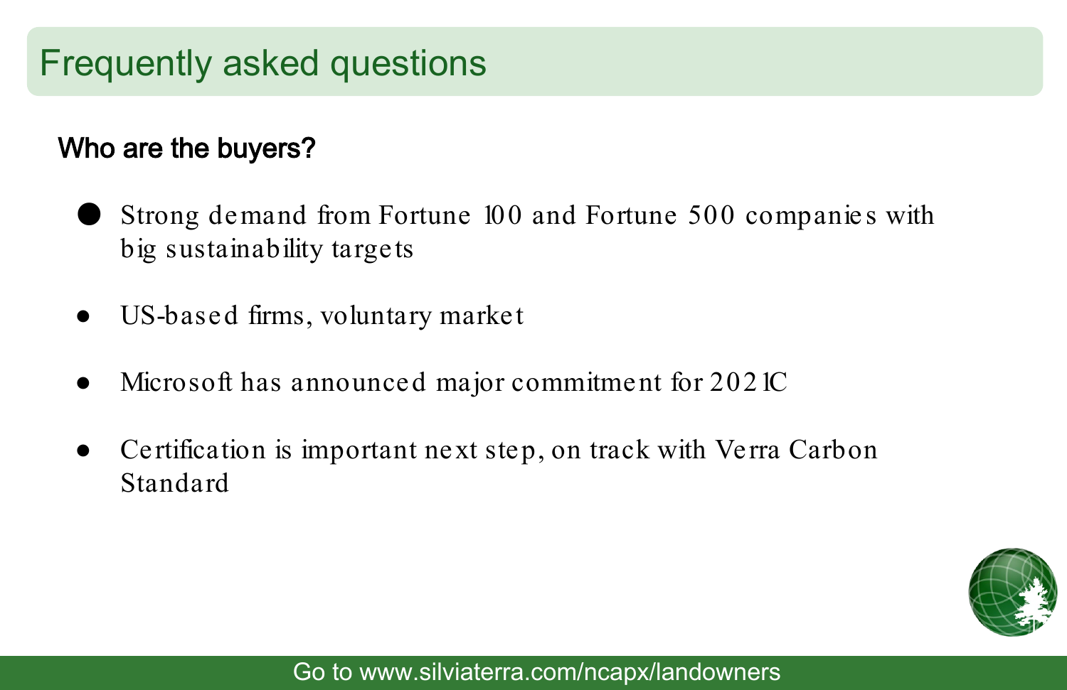# Frequently asked questions

**Who are the buyers?**

- Strong demand from Fortune 100 and Fortune 500 companies with big sustainability targets
- US-based firms, voluntary market
- Microsoft has announced major commitment for 2021C
- Certification is important next step, on track with Verra Carbon Standard

Go to www.silviaterra.com/ncapx/landowners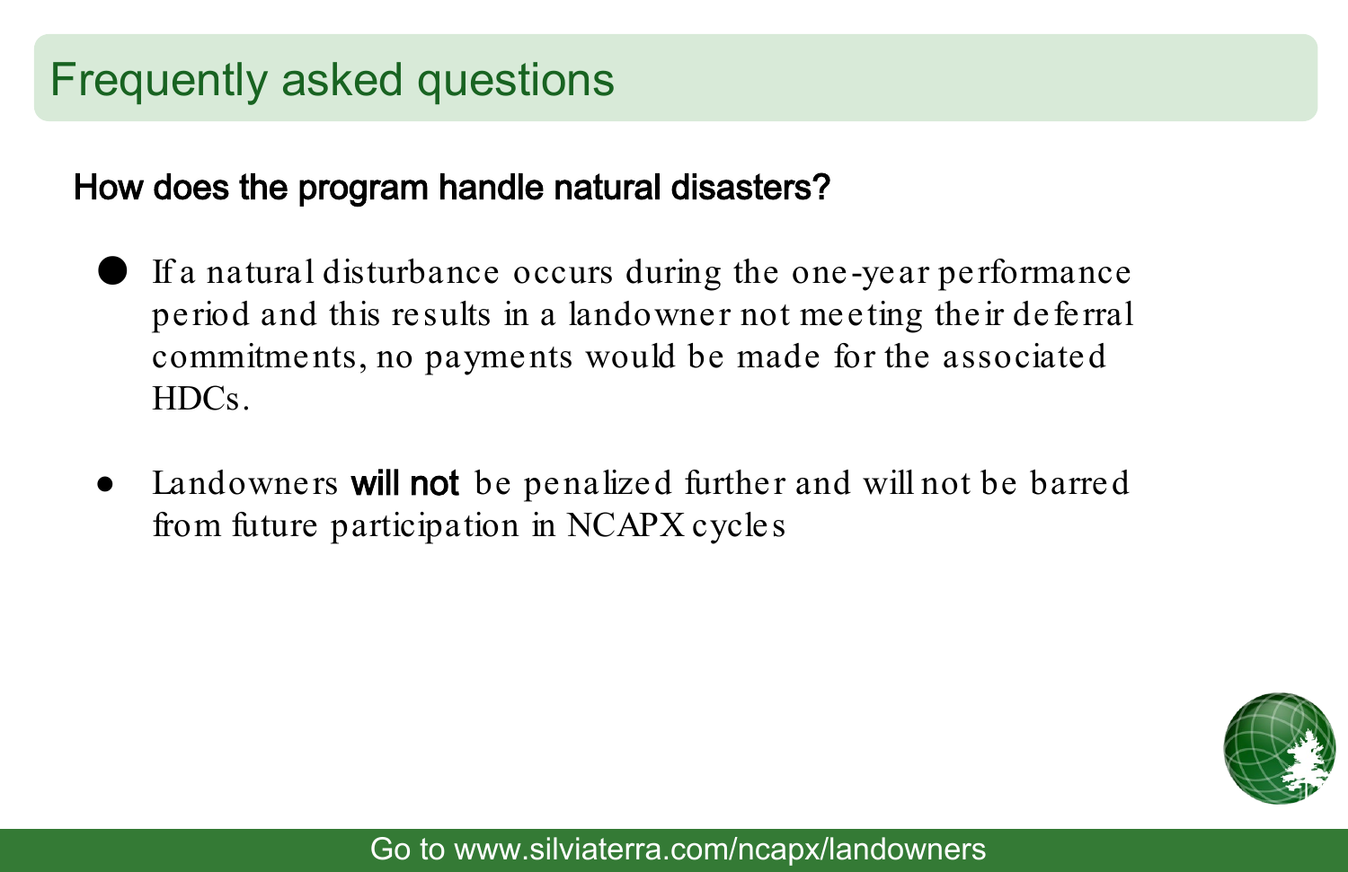# Frequently asked questions

## How does the program handle natural disasters?

- If a natural disturbance occurs during the one-year performance period and this results in a landowner not meeting their deferral commitments, no payments would be made for the associated HDCs.

- Landowners **will not** be penalized further and will not be barred from future participation in NCAPX cycles

Go to www.silviaterra.com/ncapx/landowners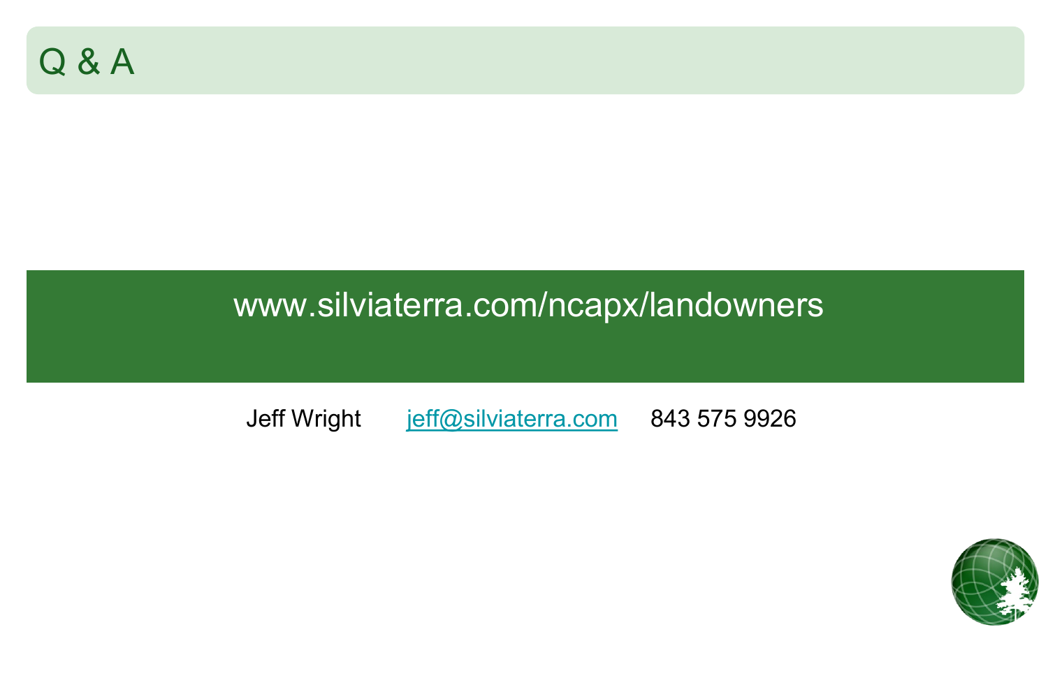# Q & A

www.silviaterra.com/ncapx/landowners

Jeff Wright jeff@silviaterra.com 843 575 9926